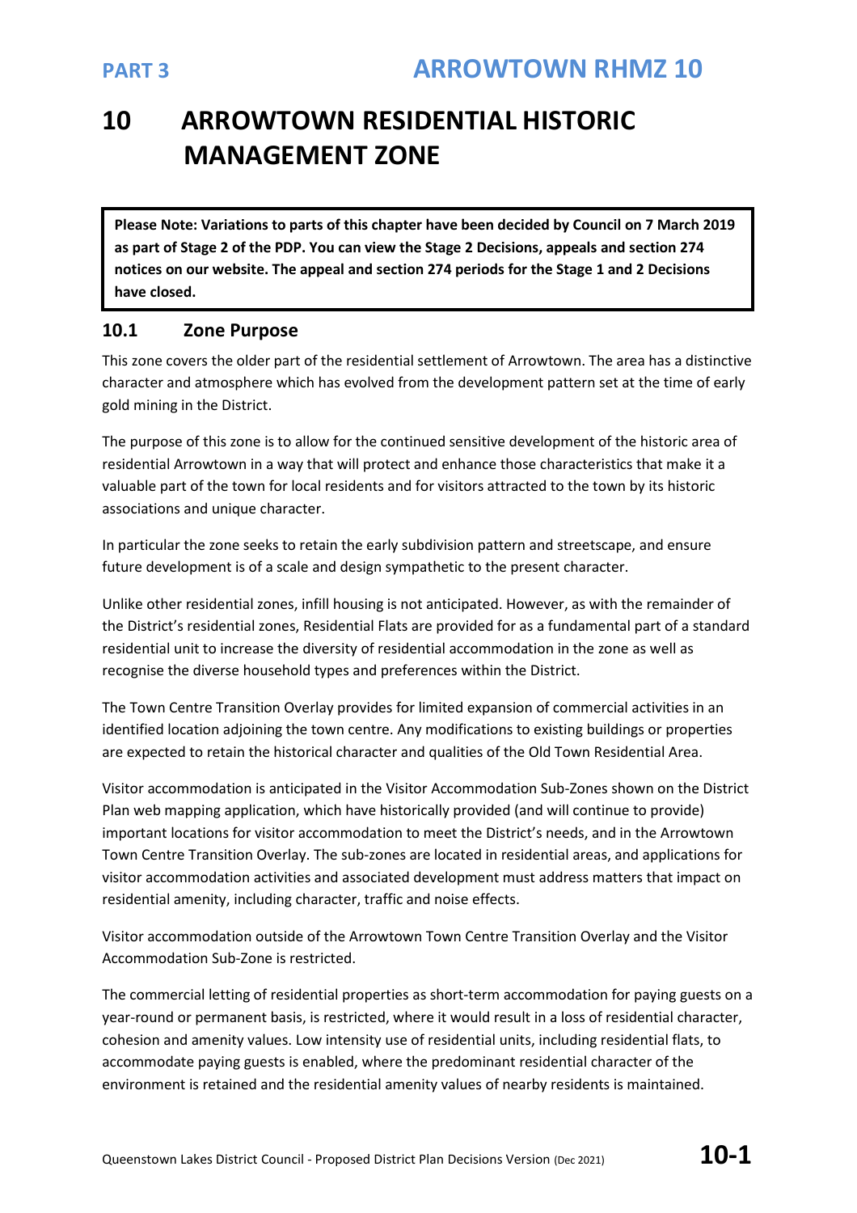# 10 ARROWTOWN RESIDENTIAL HISTORIC MANAGEMENT ZONE

**Please Note: Variations to parts of this chapter have been decided by Council on 7 March 2019 as part of Stage 2 of the PDP. You can view the Stage 2 Decisions, appeals and section 274 notices on our website. The appeal and section 274 periods for the Stage 1 and 2 Decisions have closed.**

## 10.1 Zone Purpose

This zone covers the older part of the residential settlement of Arrowtown. The area has a distinctive character and atmosphere which has evolved from the development pattern set at the time of early gold mining in the District.

The purpose of this zone is to allow for the continued sensitive development of the historic area of residential Arrowtown in a way that will protect and enhance those characteristics that make it a valuable part of the town for local residents and for visitors attracted to the town by its historic associations and unique character.

In particular the zone seeks to retain the early subdivision pattern and streetscape, and ensure future development is of a scale and design sympathetic to the present character.

Unlike other residential zones, infill housing is not anticipated. However, as with the remainder of the District's residential zones, Residential Flats are provided for as a fundamental part of a standard residential unit to increase the diversity of residential accommodation in the zone as well as recognise the diverse household types and preferences within the District.

The Town Centre Transition Overlay provides for limited expansion of commercial activities in an identified location adjoining the town centre. Any modifications to existing buildings or properties are expected to retain the historical character and qualities of the Old Town Residential Area.

Visitor accommodation is anticipated in the Visitor Accommodation Sub-Zones shown on the District Plan web mapping application, which have historically provided (and will continue to provide) important locations for visitor accommodation to meet the District's needs, and in the Arrowtown Town Centre Transition Overlay. The sub-zones are located in residential areas, and applications for visitor accommodation activities and associated development must address matters that impact on residential amenity, including character, traffic and noise effects.

Visitor accommodation outside of the Arrowtown Town Centre Transition Overlay and the Visitor Accommodation Sub-Zone is restricted.

The commercial letting of residential properties as short-term accommodation for paying guests on a year-round or permanent basis, is restricted, where it would result in a loss of residential character, cohesion and amenity values. Low intensity use of residential units, including residential flats, to accommodate paying guests is enabled, where the predominant residential character of the environment is retained and the residential amenity values of nearby residents is maintained.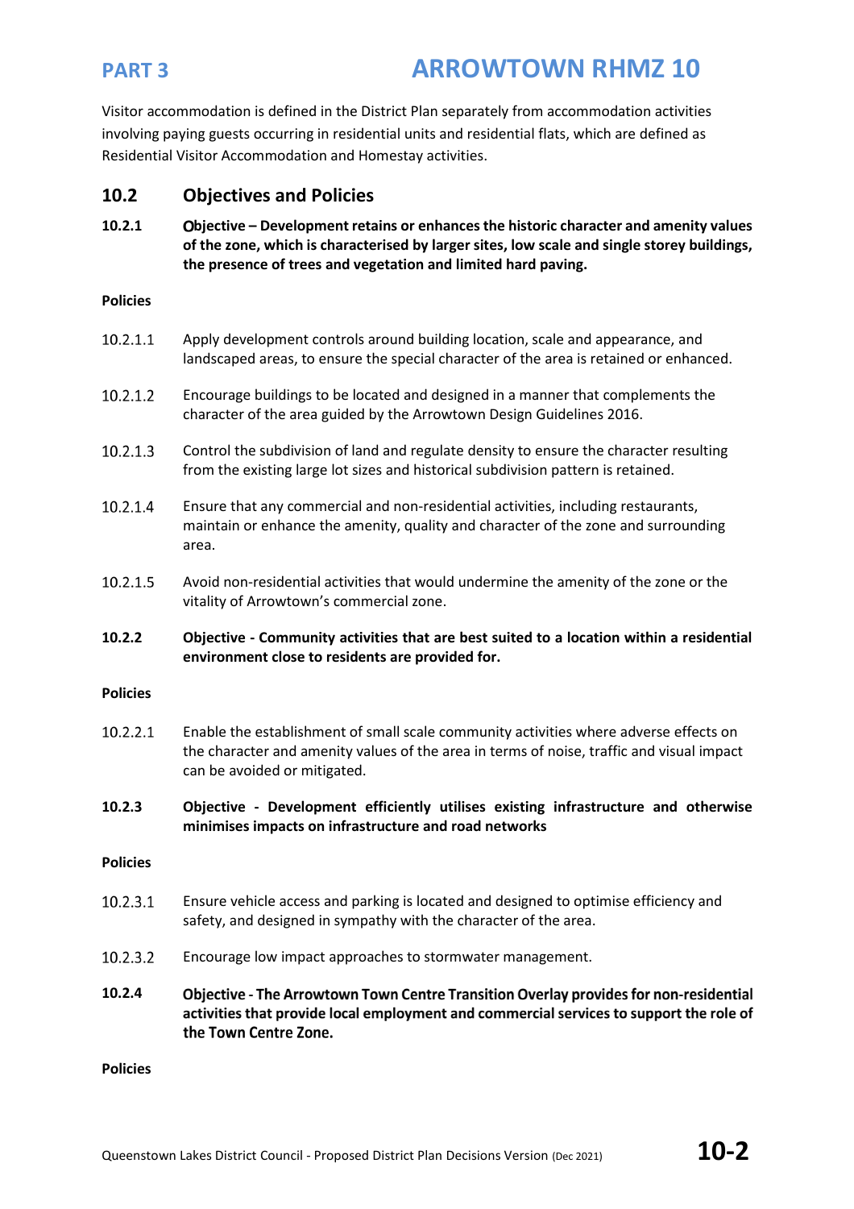Visitor accommodation is defined in the District Plan separately from accommodation activities involving paying guests occurring in residential units and residential flats, which are defined as Residential Visitor Accommodation and Homestay activities.

## 10.2 Objectives and Policies

**10.2.1 Objective – Development retains or enhances the historic character and amenity values of the zone, which is characterised by larger sites, low scale and single storey buildings, the presence of trees and vegetation and limited hard paving.**

**Policies**

10.2.1.1 Apply development controls around building location, scale and appearance, and landscaped areas, to ensure the special character of the area is retained or enhanced.

10.2.1.2 Encourage buildings to be located and designed in a manner that complements the character of the area guided by the Arrowtown Design Guidelines 2016.

10.2.1.3 Control the subdivision of land and regulate density to ensure the character resulting from the existing large lot sizes and historical subdivision pattern is retained.

10.2.1.4 Ensure that any commercial and non-residential activities, including restaurants, maintain or enhance the amenity, quality and character of the zone and surrounding area.

10.2.1.5 Avoid non-residential activities that would undermine the amenity of the zone or the vitality of Arrowtown's commercial zone.

**10.2.2 Objective - Community activities that are best suited to a location within a residential environment close to residents are provided for.**

**Policies**

10.2.2.1 Enable the establishment of small scale community activities where adverse effects on the character and amenity values of the area in terms of noise, traffic and visual impact can be avoided or mitigated.

**10.2.3 Objective - Development efficiently utilises existing infrastructure and otherwise minimises impacts on infrastructure and road networks**

**Policies**

10.2.3.1 Ensure vehicle access and parking is located and designed to optimise efficiency and safety, and designed in sympathy with the character of the area.

10.2.3.2 Encourage low impact approaches to stormwater management.

**10.2.4 Objective - The Arrowtown Town Centre Transition Overlay provides for non-residential activities that provide local employment and commercial services to support the role of the Town Centre Zone.**

**Policies**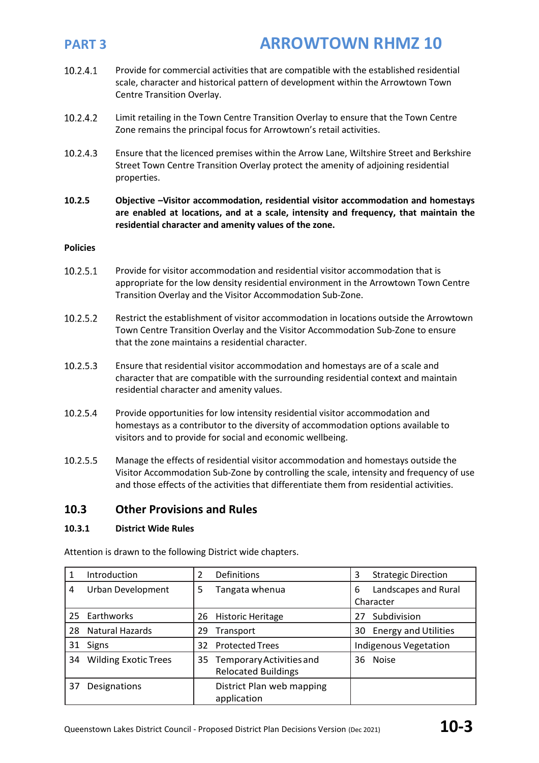10.2.4.1 Provide for commercial activities that are compatible with the established residential scale, character and historical pattern of development within the Arrowtown Town Centre Transition Overlay.

10.2.4.2 Limit retailing in the Town Centre Transition Overlay to ensure that the Town Centre Zone remains the principal focus for Arrowtown's retail activities.

10.2.4.3 Ensure that the licenced premises within the Arrow Lane, Wiltshire Street and Berkshire Street Town Centre Transition Overlay protect the amenity of adjoining residential properties.

**10.2.5 Objective –Visitor accommodation, residential visitor accommodation and homestays are enabled at locations, and at a scale, intensity and frequency, that maintain the residential character and amenity values of the zone.**

**Policies**

10.2.5.1 Provide for visitor accommodation and residential visitor accommodation that is appropriate for the low density residential environment in the Arrowtown Town Centre Transition Overlay and the Visitor Accommodation Sub-Zone.

10.2.5.2 Restrict the establishment of visitor accommodation in locations outside the Arrowtown Town Centre Transition Overlay and the Visitor Accommodation Sub-Zone to ensure that the zone maintains a residential character.

10.2.5.3 Ensure that residential visitor accommodation and homestays are of a scale and character that are compatible with the surrounding residential context and maintain residential character and amenity values.

10.2.5.4 Provide opportunities for low intensity residential visitor accommodation and homestays as a contributor to the diversity of accommodation options available to visitors and to provide for social and economic wellbeing.

10.2.5.5 Manage the effects of residential visitor accommodation and homestays outside the Visitor Accommodation Sub-Zone by controlling the scale, intensity and frequency of use and those effects of the activities that differentiate them from residential activities.

## 10.3 Other Provisions and Rules

### 10.3.1 District Wide Rules

Attention is drawn to the following District wide chapters.

| | | |
|---|---|---|
| 1 Introduction | 2 Definitions | 3 Strategic Direction |
| 4 Urban Development | 5 Tangata whenua | 6 Landscapes and Rural Character |
| 25 Earthworks | 26 Historic Heritage | 27 Subdivision |
| 28 Natural Hazards | 29 Transport | 30 Energy and Utilities |
| 31 Signs | 32 Protected Trees | Indigenous Vegetation |
| 34 Wilding Exotic Trees | 35 Temporary Activities and Relocated Buildings | 36 Noise |
| 37 Designations | District Plan web mapping application | |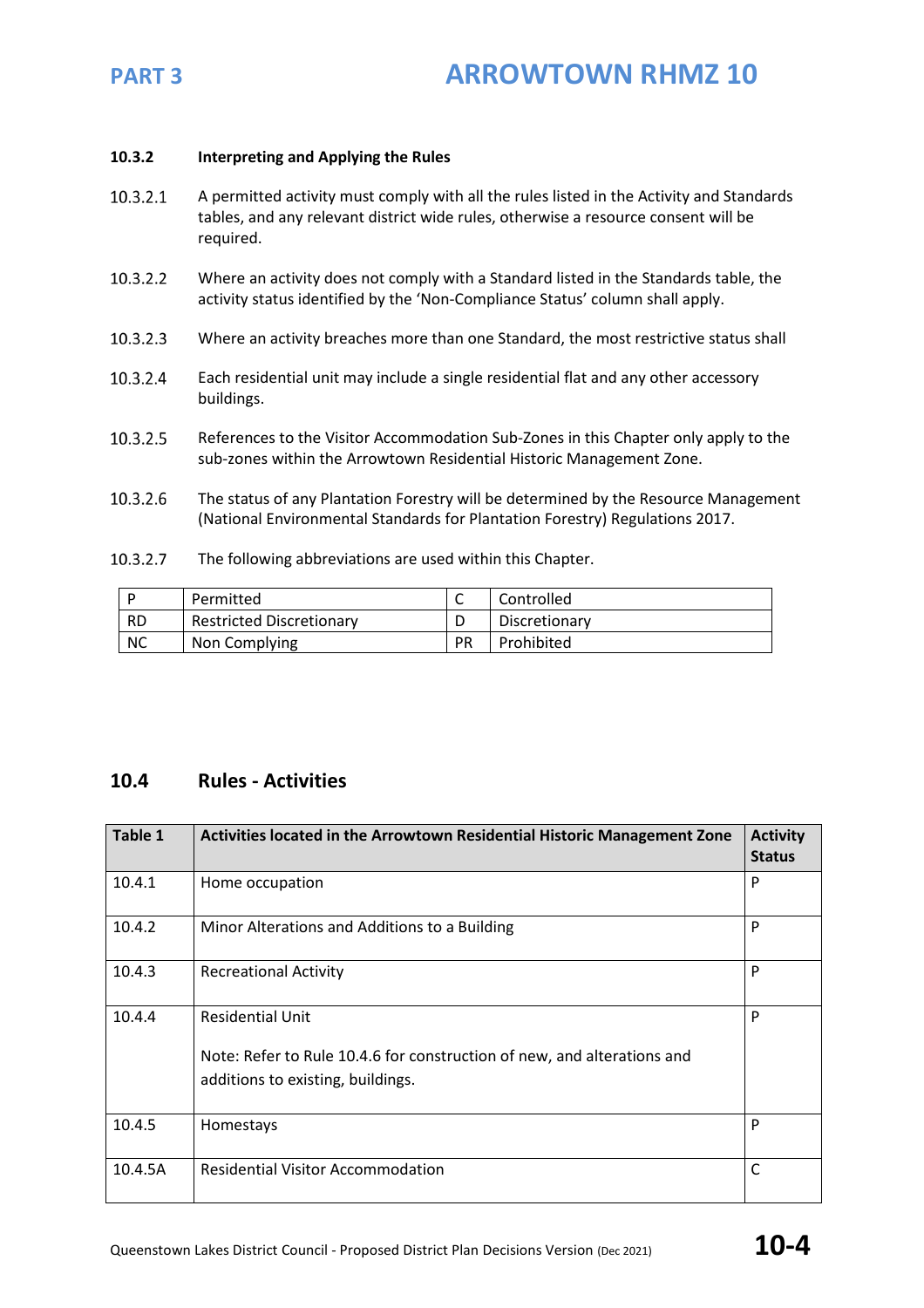#### 10.3.2 Interpreting and Applying the Rules

10.3.2.1 A permitted activity must comply with all the rules listed in the Activity and Standards tables, and any relevant district wide rules, otherwise a resource consent will be required.

10.3.2.2 Where an activity does not comply with a Standard listed in the Standards table, the activity status identified by the 'Non-Compliance Status' column shall apply.

10.3.2.3 Where an activity breaches more than one Standard, the most restrictive status shall

10.3.2.4 Each residential unit may include a single residential flat and any other accessory buildings.

10.3.2.5 References to the Visitor Accommodation Sub-Zones in this Chapter only apply to the sub-zones within the Arrowtown Residential Historic Management Zone.

10.3.2.6 The status of any Plantation Forestry will be determined by the Resource Management (National Environmental Standards for Plantation Forestry) Regulations 2017.

10.3.2.7 The following abbreviations are used within this Chapter.

| P | Permitted | C | Controlled |
|---|---|---|---|
| RD | Restricted Discretionary | D | Discretionary |
| NC | Non Complying | PR | Prohibited |

## 10.4 Rules - Activities

| Table 1 | Activities located in the Arrowtown Residential Historic Management Zone | Activity Status |
|---|---|---|
| 10.4.1 | Home occupation | P |
| 10.4.2 | Minor Alterations and Additions to a Building | P |
| 10.4.3 | Recreational Activity | P |
| 10.4.4 | Residential Unit<br><br>Note: Refer to Rule 10.4.6 for construction of new, and alterations and additions to existing, buildings. | P |
| 10.4.5 | Homestays | P |
| 10.4.5A | Residential Visitor Accommodation | C |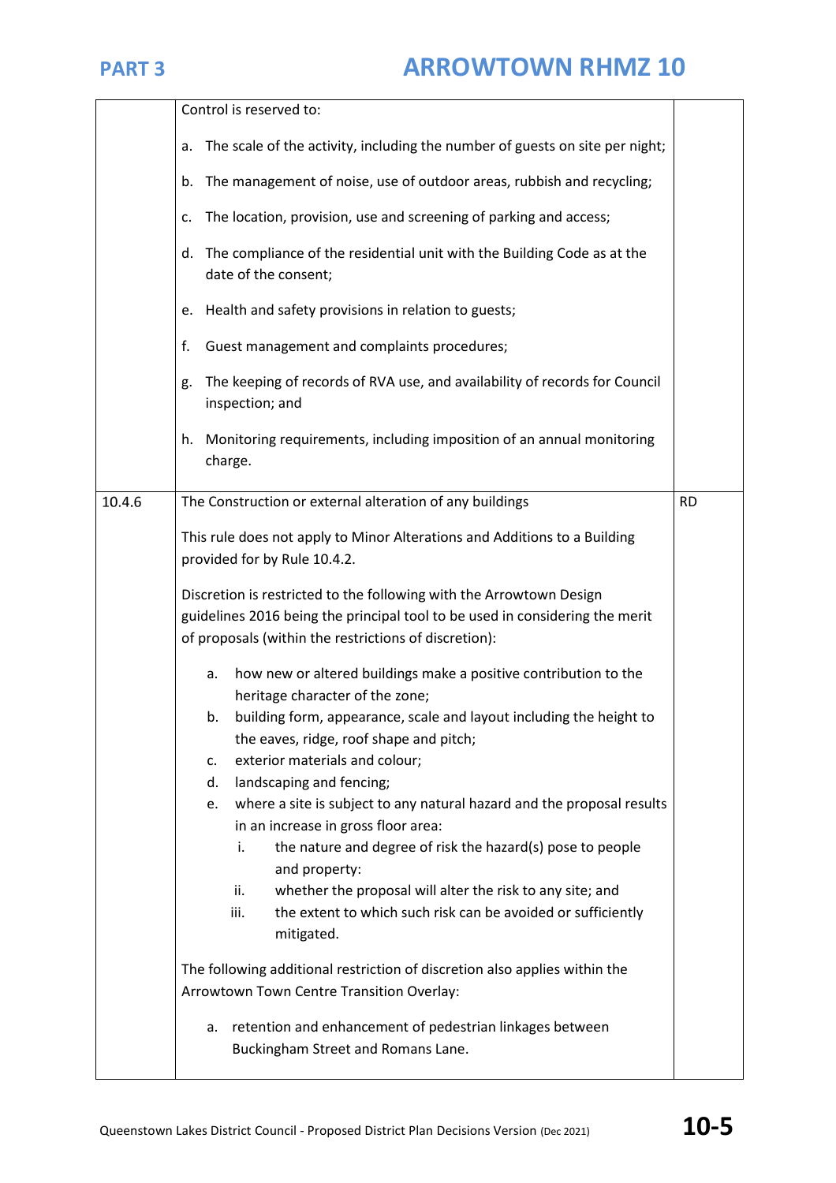| | | |
|---|---|---|
| | Control is reserved to:<br><br>a. The scale of the activity, including the number of guests on site per night;<br><br>b. The management of noise, use of outdoor areas, rubbish and recycling;<br><br>c. The location, provision, use and screening of parking and access;<br><br>d. The compliance of the residential unit with the Building Code as at the date of the consent;<br><br>e. Health and safety provisions in relation to guests;<br><br>f. Guest management and complaints procedures;<br><br>g. The keeping of records of RVA use, and availability of records for Council inspection; and<br><br>h. Monitoring requirements, including imposition of an annual monitoring charge. | |
| 10.4.6 | The Construction or external alteration of any buildings<br><br>This rule does not apply to Minor Alterations and Additions to a Building provided for by Rule 10.4.2.<br><br>Discretion is restricted to the following with the Arrowtown Design guidelines 2016 being the principal tool to be used in considering the merit of proposals (within the restrictions of discretion):<br><br>a. how new or altered buildings make a positive contribution to the heritage character of the zone;<br>b. building form, appearance, scale and layout including the height to the eaves, ridge, roof shape and pitch;<br>c. exterior materials and colour;<br>d. landscaping and fencing;<br>e. where a site is subject to any natural hazard and the proposal results in an increase in gross floor area:<br>i. the nature and degree of risk the hazard(s) pose to people and property:<br>ii. whether the proposal will alter the risk to any site; and<br>iii. the extent to which such risk can be avoided or sufficiently mitigated.<br><br>The following additional restriction of discretion also applies within the Arrowtown Town Centre Transition Overlay:<br><br>a. retention and enhancement of pedestrian linkages between Buckingham Street and Romans Lane. | RD |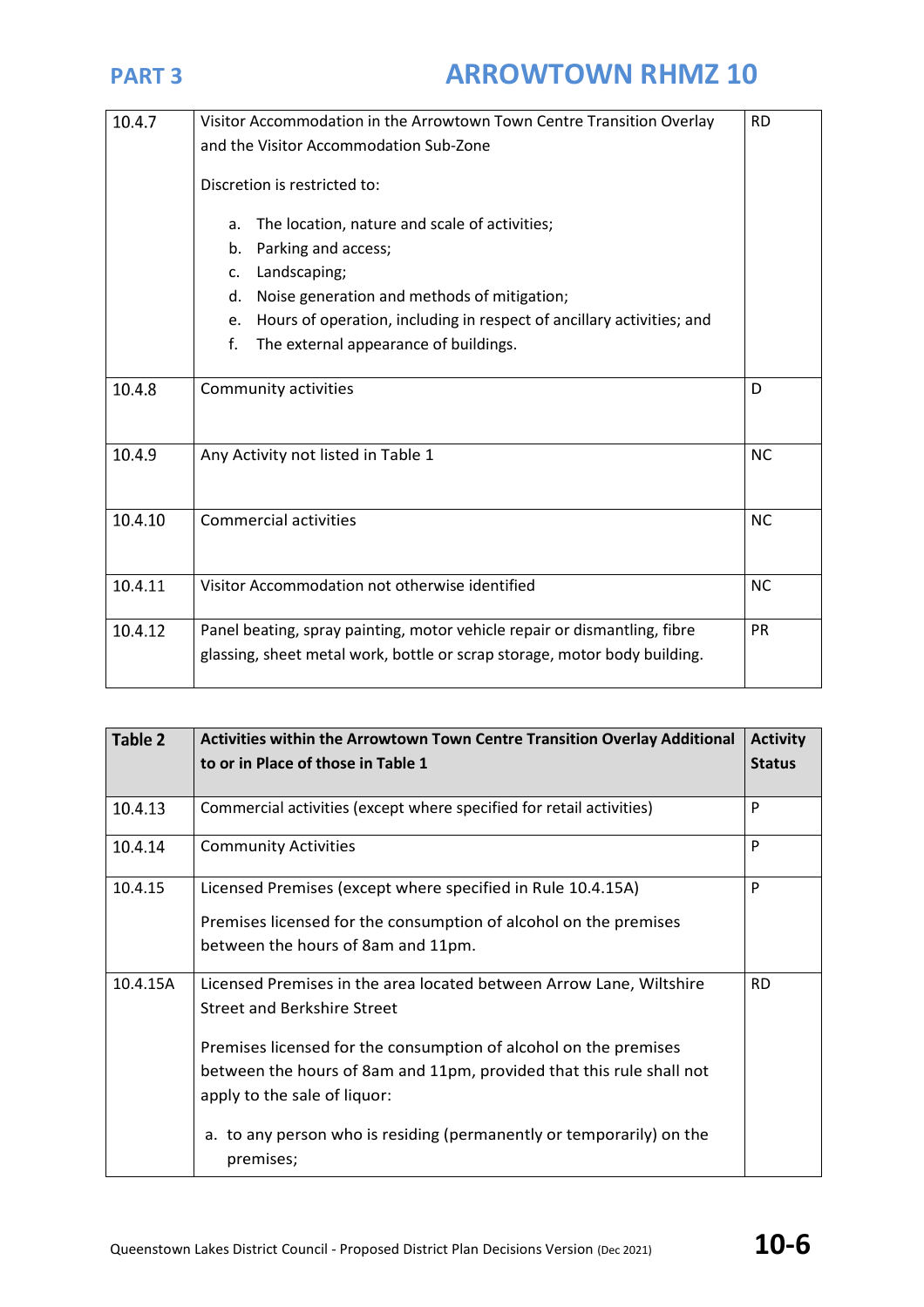| | | |
|---|---|---|
| 10.4.7 | Visitor Accommodation in the Arrowtown Town Centre Transition Overlay and the Visitor Accommodation Sub-Zone<br><br>Discretion is restricted to:<br><br>a. The location, nature and scale of activities;<br>b. Parking and access;<br>c. Landscaping;<br>d. Noise generation and methods of mitigation;<br>e. Hours of operation, including in respect of ancillary activities; and<br>f. The external appearance of buildings. | RD |
| 10.4.8 | Community activities | D |
| 10.4.9 | Any Activity not listed in Table 1 | NC |
| 10.4.10 | Commercial activities | NC |
| 10.4.11 | Visitor Accommodation not otherwise identified | NC |
| 10.4.12 | Panel beating, spray painting, motor vehicle repair or dismantling, fibre glassing, sheet metal work, bottle or scrap storage, motor body building. | PR |

| **Table 2** | **Activities within the Arrowtown Town Centre Transition Overlay Additional to or in Place of those in Table 1** | **Activity Status** |
|---|---|---|
| 10.4.13 | Commercial activities (except where specified for retail activities) | P |
| 10.4.14 | Community Activities | P |
| 10.4.15 | Licensed Premises (except where specified in Rule 10.4.15A)<br><br>Premises licensed for the consumption of alcohol on the premises between the hours of 8am and 11pm. | P |
| 10.4.15A | Licensed Premises in the area located between Arrow Lane, Wiltshire Street and Berkshire Street<br><br>Premises licensed for the consumption of alcohol on the premises between the hours of 8am and 11pm, provided that this rule shall not apply to the sale of liquor:<br><br>a. to any person who is residing (permanently or temporarily) on the premises; | RD |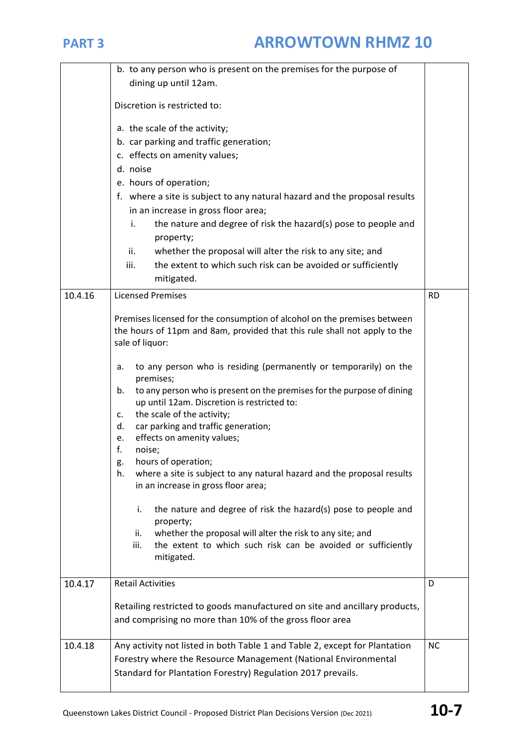| | | |
|---|---|---|
| | b. to any person who is present on the premises for the purpose of dining up until 12am.<br><br>Discretion is restricted to:<br><br>a. the scale of the activity;<br>b. car parking and traffic generation;<br>c. effects on amenity values;<br>d. noise<br>e. hours of operation;<br>f. where a site is subject to any natural hazard and the proposal results in an increase in gross floor area;<br>i. the nature and degree of risk the hazard(s) pose to people and property;<br>ii. whether the proposal will alter the risk to any site; and<br>iii. the extent to which such risk can be avoided or sufficiently mitigated. | |
| 10.4.16 | Licensed Premises<br><br>Premises licensed for the consumption of alcohol on the premises between the hours of 11pm and 8am, provided that this rule shall not apply to the sale of liquor:<br><br>a. to any person who is residing (permanently or temporarily) on the premises;<br>b. to any person who is present on the premises for the purpose of dining up until 12am. Discretion is restricted to:<br>c. the scale of the activity;<br>d. car parking and traffic generation;<br>e. effects on amenity values;<br>f. noise;<br>g. hours of operation;<br>h. where a site is subject to any natural hazard and the proposal results in an increase in gross floor area;<br><br>i. the nature and degree of risk the hazard(s) pose to people and property;<br>ii. whether the proposal will alter the risk to any site; and<br>iii. the extent to which such risk can be avoided or sufficiently mitigated. | RD |
| 10.4.17 | Retail Activities<br><br>Retailing restricted to goods manufactured on site and ancillary products, and comprising no more than 10% of the gross floor area | D |
| 10.4.18 | Any activity not listed in both Table 1 and Table 2, except for Plantation Forestry where the Resource Management (National Environmental Standard for Plantation Forestry) Regulation 2017 prevails. | NC |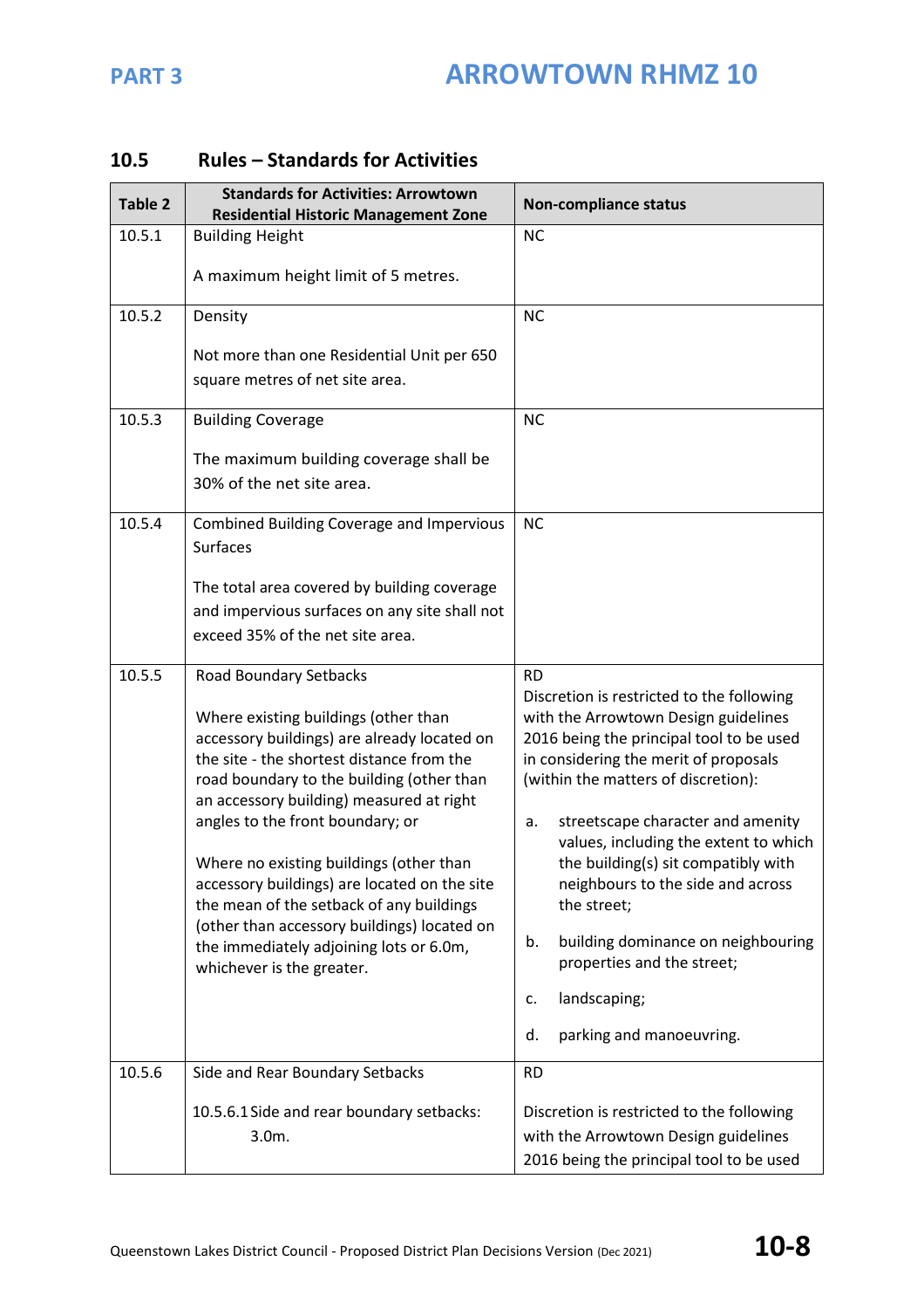## 10.5 Rules – Standards for Activities

| Table 2 | Standards for Activities: Arrowtown Residential Historic Management Zone | Non-compliance status |
|---|---|---|
| 10.5.1 | Building Height<br><br>A maximum height limit of 5 metres. | NC |
| 10.5.2 | Density<br><br>Not more than one Residential Unit per 650 square metres of net site area. | NC |
| 10.5.3 | Building Coverage<br><br>The maximum building coverage shall be 30% of the net site area. | NC |
| 10.5.4 | Combined Building Coverage and Impervious Surfaces<br><br>The total area covered by building coverage and impervious surfaces on any site shall not exceed 35% of the net site area. | NC |
| 10.5.5 | Road Boundary Setbacks<br><br>Where existing buildings (other than accessory buildings) are already located on the site - the shortest distance from the road boundary to the building (other than an accessory building) measured at right angles to the front boundary; or<br><br>Where no existing buildings (other than accessory buildings) are located on the site the mean of the setback of any buildings (other than accessory buildings) located on the immediately adjoining lots or 6.0m, whichever is the greater. | RD<br>Discretion is restricted to the following with the Arrowtown Design guidelines 2016 being the principal tool to be used in considering the merit of proposals (within the matters of discretion):<br><br>a. streetscape character and amenity values, including the extent to which the building(s) sit compatibly with neighbours to the side and across the street;<br><br>b. building dominance on neighbouring properties and the street;<br><br>c. landscaping;<br><br>d. parking and manoeuvring. |
| 10.5.6 | Side and Rear Boundary Setbacks<br><br>10.5.6.1 Side and rear boundary setbacks: 3.0m. | RD<br><br>Discretion is restricted to the following with the Arrowtown Design guidelines 2016 being the principal tool to be used |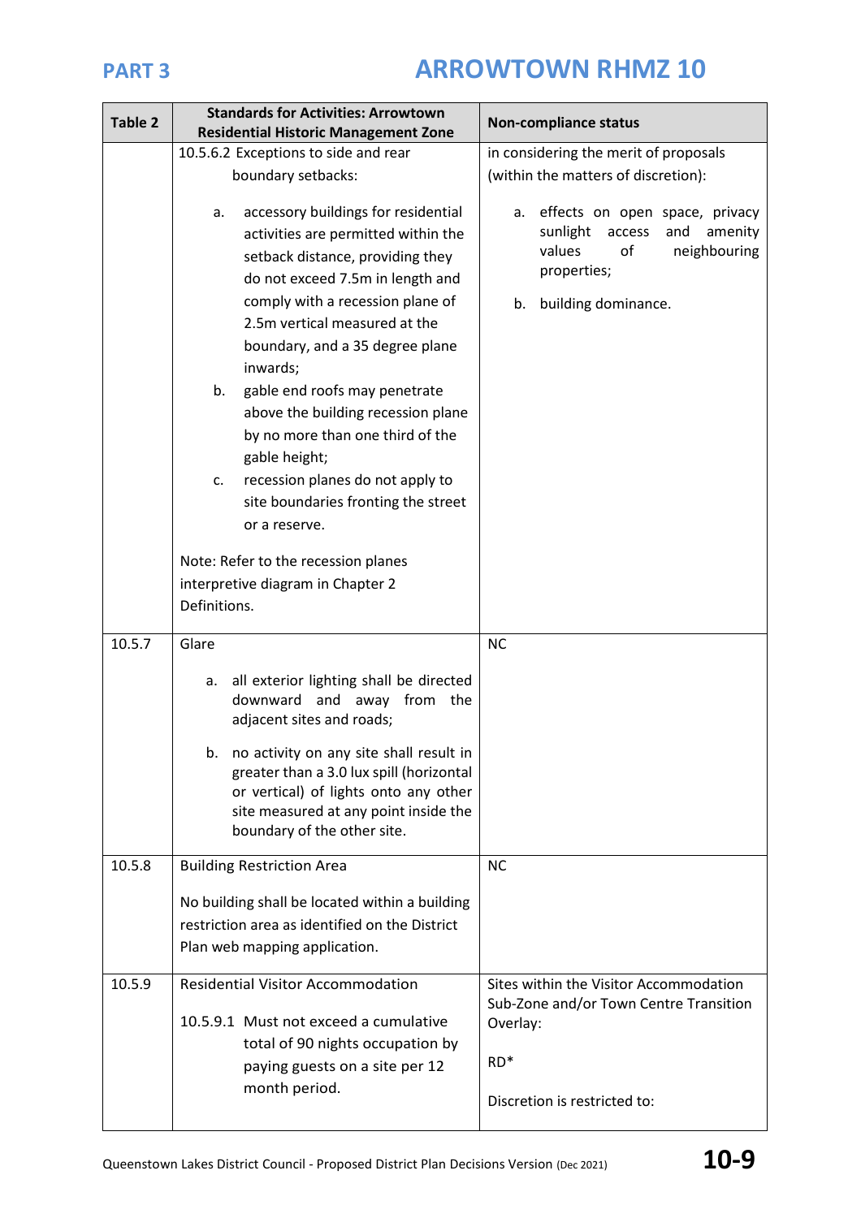| Table 2 | Standards for Activities: Arrowtown Residential Historic Management Zone | Non-compliance status |
|---|---|---|
| | 10.5.6.2 Exceptions to side and rear boundary setbacks:<br><br>a. accessory buildings for residential activities are permitted within the setback distance, providing they do not exceed 7.5m in length and comply with a recession plane of 2.5m vertical measured at the boundary, and a 35 degree plane inwards;<br>b. gable end roofs may penetrate above the building recession plane by no more than one third of the gable height;<br>c. recession planes do not apply to site boundaries fronting the street or a reserve.<br><br>Note: Refer to the recession planes interpretive diagram in Chapter 2 Definitions. | in considering the merit of proposals (within the matters of discretion):<br><br>a. effects on open space, privacy sunlight access and amenity values of neighbouring properties;<br>b. building dominance. |
| 10.5.7 | Glare<br><br>a. all exterior lighting shall be directed downward and away from the adjacent sites and roads;<br><br>b. no activity on any site shall result in greater than a 3.0 lux spill (horizontal or vertical) of lights onto any other site measured at any point inside the boundary of the other site. | NC |
| 10.5.8 | Building Restriction Area<br><br>No building shall be located within a building restriction area as identified on the District Plan web mapping application. | NC |
| 10.5.9 | Residential Visitor Accommodation<br><br>10.5.9.1 Must not exceed a cumulative total of 90 nights occupation by paying guests on a site per 12 month period. | Sites within the Visitor Accommodation Sub-Zone and/or Town Centre Transition Overlay:<br><br>RD*<br><br>Discretion is restricted to: |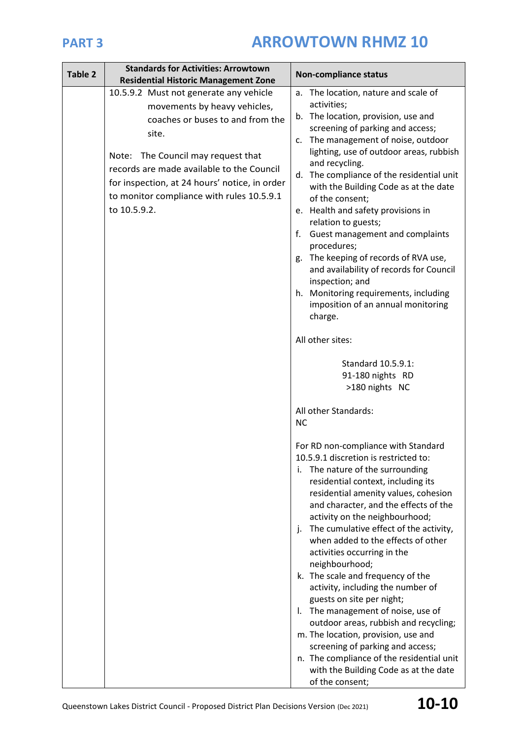| Table 2 | Standards for Activities: Arrowtown Residential Historic Management Zone | Non-compliance status |
|---|---|---|
| | 10.5.9.2 Must not generate any vehicle movements by heavy vehicles, coaches or buses to and from the site.<br><br>Note: The Council may request that records are made available to the Council for inspection, at 24 hours' notice, in order to monitor compliance with rules 10.5.9.1 to 10.5.9.2. | a. The location, nature and scale of activities;<br>b. The location, provision, use and screening of parking and access;<br>c. The management of noise, outdoor lighting, use of outdoor areas, rubbish and recycling.<br>d. The compliance of the residential unit with the Building Code as at the date of the consent;<br>e. Health and safety provisions in relation to guests;<br>f. Guest management and complaints procedures;<br>g. The keeping of records of RVA use, and availability of records for Council inspection; and<br>h. Monitoring requirements, including imposition of an annual monitoring charge.<br><br>All other sites:<br><br>Standard 10.5.9.1:<br>91-180 nights RD<br>>180 nights NC<br><br>All other Standards:<br>NC<br><br>For RD non-compliance with Standard 10.5.9.1 discretion is restricted to:<br>i. The nature of the surrounding residential context, including its residential amenity values, cohesion and character, and the effects of the activity on the neighbourhood;<br>j. The cumulative effect of the activity, when added to the effects of other activities occurring in the neighbourhood;<br>k. The scale and frequency of the activity, including the number of guests on site per night;<br>l. The management of noise, use of outdoor areas, rubbish and recycling;<br>m. The location, provision, use and screening of parking and access;<br>n. The compliance of the residential unit with the Building Code as at the date of the consent; |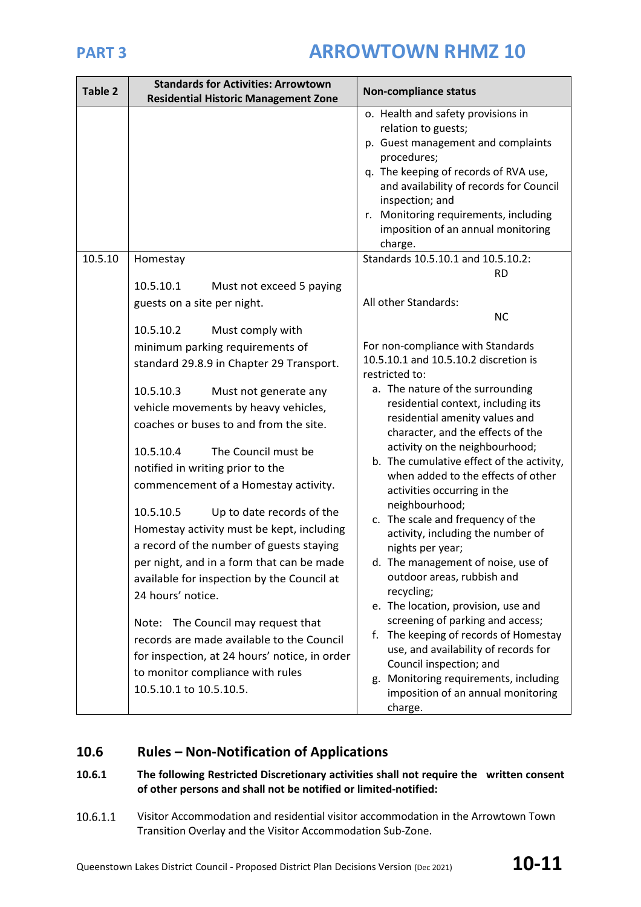| Table 2 | Standards for Activities: Arrowtown Residential Historic Management Zone | Non-compliance status |
|---|---|---|
| | | o. Health and safety provisions in relation to guests;<br>p. Guest management and complaints procedures;<br>q. The keeping of records of RVA use, and availability of records for Council inspection; and<br>r. Monitoring requirements, including imposition of an annual monitoring charge. |
| 10.5.10 | Homestay<br><br>10.5.10.1 Must not exceed 5 paying guests on a site per night.<br><br>10.5.10.2 Must comply with minimum parking requirements of standard 29.8.9 in Chapter 29 Transport.<br><br>10.5.10.3 Must not generate any vehicle movements by heavy vehicles, coaches or buses to and from the site.<br><br>10.5.10.4 The Council must be notified in writing prior to the commencement of a Homestay activity.<br><br>10.5.10.5 Up to date records of the Homestay activity must be kept, including a record of the number of guests staying per night, and in a form that can be made available for inspection by the Council at 24 hours' notice.<br><br>Note: The Council may request that records are made available to the Council for inspection, at 24 hours' notice, in order to monitor compliance with rules 10.5.10.1 to 10.5.10.5. | Standards 10.5.10.1 and 10.5.10.2: RD<br><br>All other Standards: NC<br><br>For non-compliance with Standards 10.5.10.1 and 10.5.10.2 discretion is restricted to:<br>a. The nature of the surrounding residential context, including its residential amenity values and character, and the effects of the activity on the neighbourhood;<br>b. The cumulative effect of the activity, when added to the effects of other activities occurring in the neighbourhood;<br>c. The scale and frequency of the activity, including the number of nights per year;<br>d. The management of noise, use of outdoor areas, rubbish and recycling;<br>e. The location, provision, use and screening of parking and access;<br>f. The keeping of records of Homestay use, and availability of records for Council inspection; and<br>g. Monitoring requirements, including imposition of an annual monitoring charge. |

## 10.6 Rules – Non-Notification of Applications

**10.6.1 The following Restricted Discretionary activities shall not require the written consent of other persons and shall not be notified or limited-notified:**

10.6.1.1 Visitor Accommodation and residential visitor accommodation in the Arrowtown Town Transition Overlay and the Visitor Accommodation Sub-Zone.